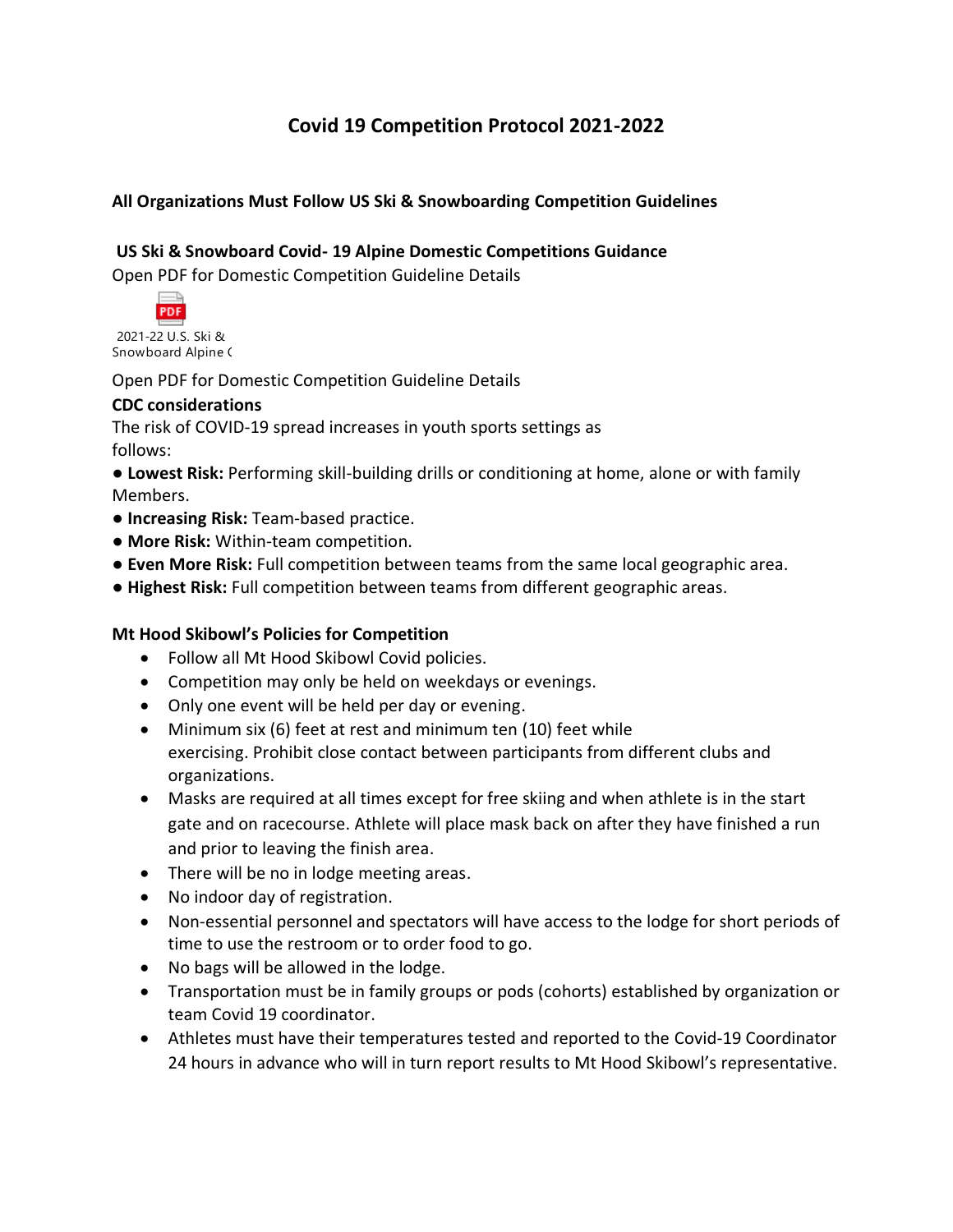# Covid 19 Competition Protocol 2021-2022

**All Organizations Must Follow US Ski & Snowboarding Competition Guidelines**

**US Ski & Snowboard Covid- 19 Alpine Domestic Competitions Guidance**

Open PDF for Domestic Competition Guideline Details

2021-22 U.S. Ski & Snowboard Alpine (

Open PDF for Domestic Competition Guideline Details

**CDC considerations**

The risk of COVID-19 spread increases in youth sports settings as follows:

- **Lowest Risk:** Performing skill-building drills or conditioning at home, alone or with family Members.
- **Increasing Risk:** Team-based practice.
- **More Risk:** Within-team competition.
- **Even More Risk:** Full competition between teams from the same local geographic area.
- **Highest Risk:** Full competition between teams from different geographic areas.

**Mt Hood Skibowl's Policies for Competition**

- Follow all Mt Hood Skibowl Covid policies.
- Competition may only be held on weekdays or evenings.
- Only one event will be held per day or evening.
- Minimum six (6) feet at rest and minimum ten (10) feet while exercising. Prohibit close contact between participants from different clubs and organizations.
- Masks are required at all times except for free skiing and when athlete is in the start gate and on racecourse. Athlete will place mask back on after they have finished a run and prior to leaving the finish area.
- There will be no in lodge meeting areas.
- No indoor day of registration.
- Non-essential personnel and spectators will have access to the lodge for short periods of time to use the restroom or to order food to go.
- No bags will be allowed in the lodge.
- Transportation must be in family groups or pods (cohorts) established by organization or team Covid 19 coordinator.
- Athletes must have their temperatures tested and reported to the Covid-19 Coordinator 24 hours in advance who will in turn report results to Mt Hood Skibowl's representative.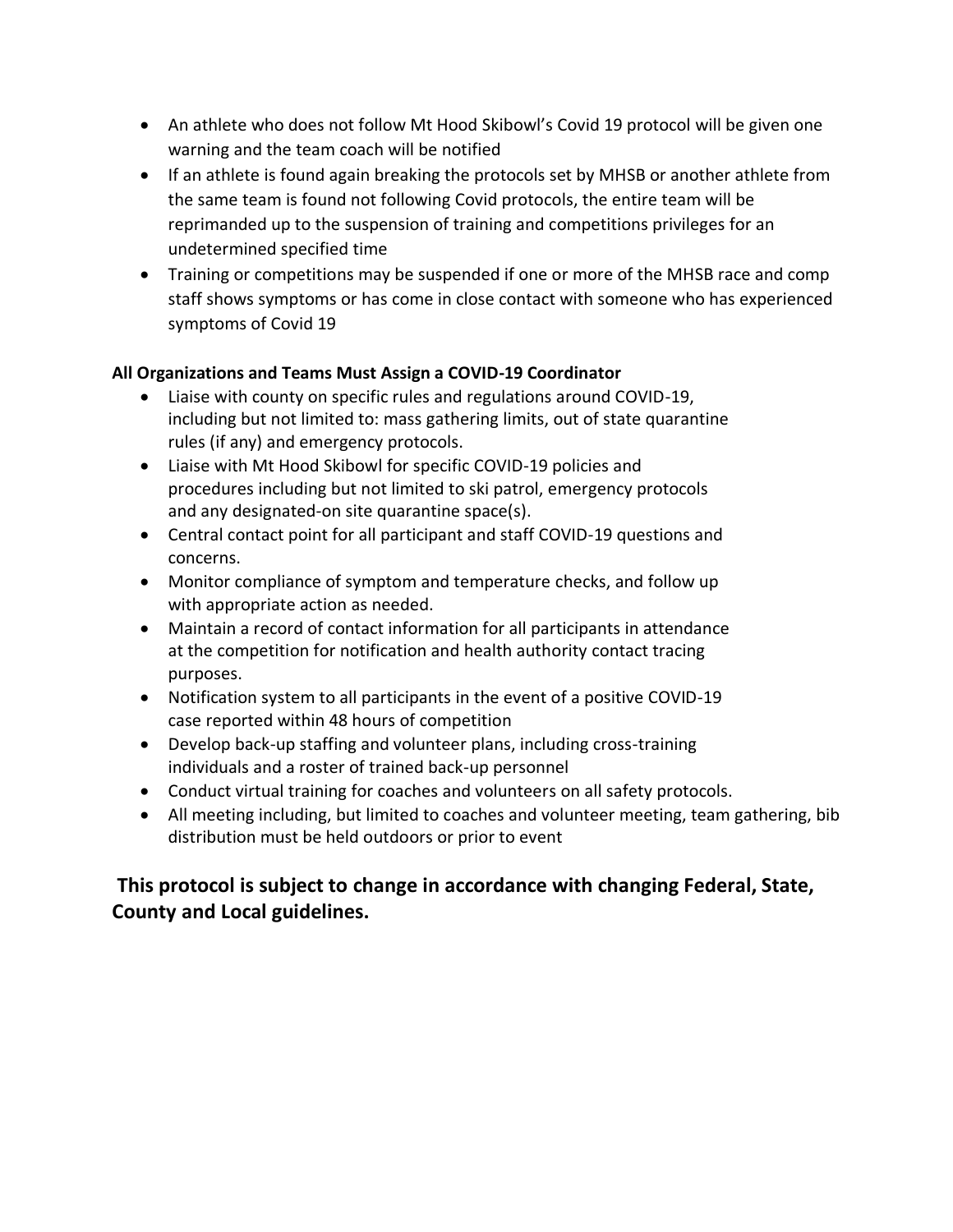- An athlete who does not follow Mt Hood Skibowl's Covid 19 protocol will be given one warning and the team coach will be notified
- If an athlete is found again breaking the protocols set by MHSB or another athlete from the same team is found not following Covid protocols, the entire team will be reprimanded up to the suspension of training and competitions privileges for an undetermined specified time
- Training or competitions may be suspended if one or more of the MHSB race and comp staff shows symptoms or has come in close contact with someone who has experienced symptoms of Covid 19

**All Organizations and Teams Must Assign a COVID-19 Coordinator**

- Liaise with county on specific rules and regulations around COVID-19, including but not limited to: mass gathering limits, out of state quarantine rules (if any) and emergency protocols.
- Liaise with Mt Hood Skibowl for specific COVID-19 policies and procedures including but not limited to ski patrol, emergency protocols and any designated-on site quarantine space(s).
- Central contact point for all participant and staff COVID-19 questions and concerns.
- Monitor compliance of symptom and temperature checks, and follow up with appropriate action as needed.
- Maintain a record of contact information for all participants in attendance at the competition for notification and health authority contact tracing purposes.
- Notification system to all participants in the event of a positive COVID-19 case reported within 48 hours of competition
- Develop back-up staffing and volunteer plans, including cross-training individuals and a roster of trained back-up personnel
- Conduct virtual training for coaches and volunteers on all safety protocols.
- All meeting including, but limited to coaches and volunteer meeting, team gathering, bib distribution must be held outdoors or prior to event

## This protocol is subject to change in accordance with changing Federal, State, County and Local guidelines.